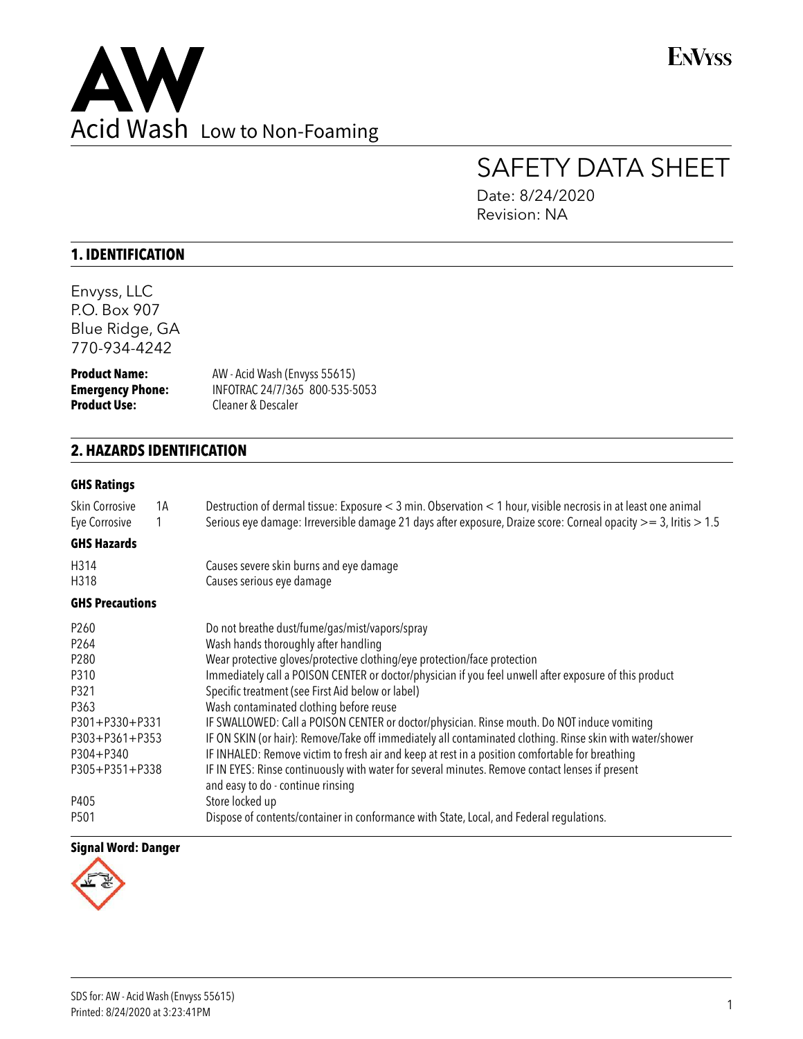# AW Acid Wash Low to Non-Foaming

EnVyss

# SAFETY DATA SHEET

Date: 8/24/2020
Revision: NA

## 1. IDENTIFICATION

Envyss, LLC
P.O. Box 907
Blue Ridge, GA
770-934-4242

**Product Name:** AW - Acid Wash (Envyss 55615)
**Emergency Phone:** INFOTRAC 24/7/365 800-535-5053
**Product Use:** Cleaner & Descaler

## 2. HAZARDS IDENTIFICATION

### GHS Ratings

| | | |
|---|---|---|
| Skin Corrosive | 1A | Destruction of dermal tissue: Exposure < 3 min. Observation < 1 hour, visible necrosis in at least one animal |
| Eye Corrosive | 1 | Serious eye damage: Irreversible damage 21 days after exposure, Draize score: Corneal opacity >= 3, Iritis > 1.5 |

### GHS Hazards

| | |
|---|---|
| H314 | Causes severe skin burns and eye damage |
| H318 | Causes serious eye damage |

### GHS Precautions

| | |
|---|---|
| P260 | Do not breathe dust/fume/gas/mist/vapors/spray |
| P264 | Wash hands thoroughly after handling |
| P280 | Wear protective gloves/protective clothing/eye protection/face protection |
| P310 | Immediately call a POISON CENTER or doctor/physician if you feel unwell after exposure of this product |
| P321 | Specific treatment (see First Aid below or label) |
| P363 | Wash contaminated clothing before reuse |
| P301+P330+P331 | IF SWALLOWED: Call a POISON CENTER or doctor/physician. Rinse mouth. Do NOT induce vomiting |
| P303+P361+P353 | IF ON SKIN (or hair): Remove/Take off immediately all contaminated clothing. Rinse skin with water/shower |
| P304+P340 | IF INHALED: Remove victim to fresh air and keep at rest in a position comfortable for breathing |
| P305+P351+P338 | IF IN EYES: Rinse continuously with water for several minutes. Remove contact lenses if present and easy to do - continue rinsing |
| P405 | Store locked up |
| P501 | Dispose of contents/container in conformance with State, Local, and Federal regulations. |

**Signal Word: Danger**

SDS for: AW - Acid Wash (Envyss 55615)
Printed: 8/24/2020 at 3:23:41PM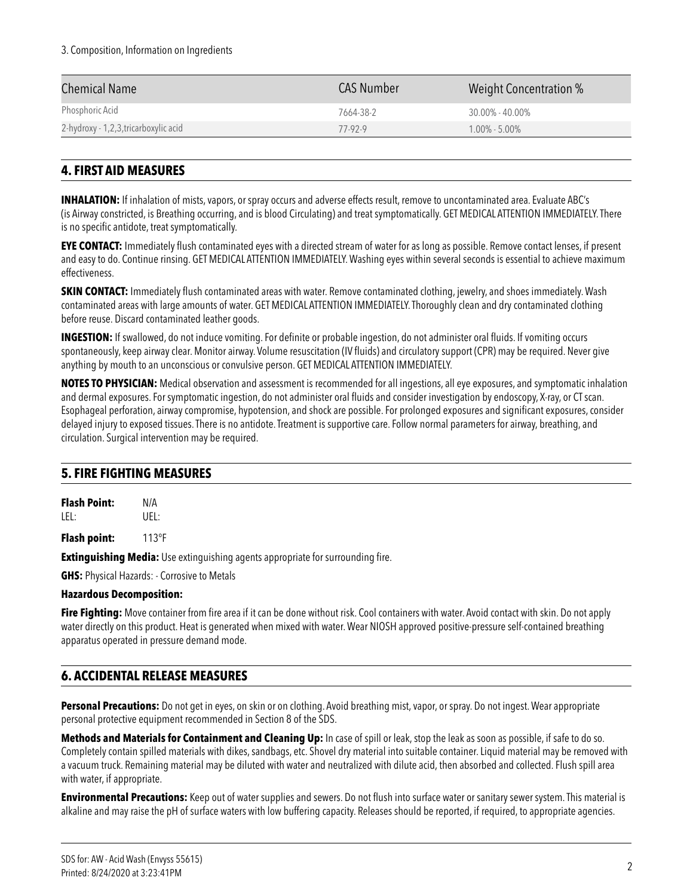3. Composition, Information on Ingredients

| Chemical Name | CAS Number | Weight Concentration % |
| --- | --- | --- |
| Phosphoric Acid | 7664-38-2 | 30.00% - 40.00% |
| 2-hydroxy - 1,2,3,tricarboxylic acid | 77-92-9 | 1.00% - 5.00% |

## 4. FIRST AID MEASURES

**INHALATION:** If inhalation of mists, vapors, or spray occurs and adverse effects result, remove to uncontaminated area. Evaluate ABC's (is Airway constricted, is Breathing occurring, and is blood Circulating) and treat symptomatically. GET MEDICAL ATTENTION IMMEDIATELY. There is no specific antidote, treat symptomatically.

**EYE CONTACT:** Immediately flush contaminated eyes with a directed stream of water for as long as possible. Remove contact lenses, if present and easy to do. Continue rinsing. GET MEDICAL ATTENTION IMMEDIATELY. Washing eyes within several seconds is essential to achieve maximum effectiveness.

**SKIN CONTACT:** Immediately flush contaminated areas with water. Remove contaminated clothing, jewelry, and shoes immediately. Wash contaminated areas with large amounts of water. GET MEDICAL ATTENTION IMMEDIATELY. Thoroughly clean and dry contaminated clothing before reuse. Discard contaminated leather goods.

**INGESTION:** If swallowed, do not induce vomiting. For definite or probable ingestion, do not administer oral fluids. If vomiting occurs spontaneously, keep airway clear. Monitor airway. Volume resuscitation (IV fluids) and circulatory support (CPR) may be required. Never give anything by mouth to an unconscious or convulsive person. GET MEDICAL ATTENTION IMMEDIATELY.

**NOTES TO PHYSICIAN:** Medical observation and assessment is recommended for all ingestions, all eye exposures, and symptomatic inhalation and dermal exposures. For symptomatic ingestion, do not administer oral fluids and consider investigation by endoscopy, X-ray, or CT scan. Esophageal perforation, airway compromise, hypotension, and shock are possible. For prolonged exposures and significant exposures, consider delayed injury to exposed tissues. There is no antidote. Treatment is supportive care. Follow normal parameters for airway, breathing, and circulation. Surgical intervention may be required.

## 5. FIRE FIGHTING MEASURES

**Flash Point:** N/A
LEL: UEL:

**Flash point:** 113°F

**Extinguishing Media:** Use extinguishing agents appropriate for surrounding fire.

**GHS:** Physical Hazards: - Corrosive to Metals

**Hazardous Decomposition:**

**Fire Fighting:** Move container from fire area if it can be done without risk. Cool containers with water. Avoid contact with skin. Do not apply water directly on this product. Heat is generated when mixed with water. Wear NIOSH approved positive-pressure self-contained breathing apparatus operated in pressure demand mode.

## 6. ACCIDENTAL RELEASE MEASURES

**Personal Precautions:** Do not get in eyes, on skin or on clothing. Avoid breathing mist, vapor, or spray. Do not ingest. Wear appropriate personal protective equipment recommended in Section 8 of the SDS.

**Methods and Materials for Containment and Cleaning Up:** In case of spill or leak, stop the leak as soon as possible, if safe to do so. Completely contain spilled materials with dikes, sandbags, etc. Shovel dry material into suitable container. Liquid material may be removed with a vacuum truck. Remaining material may be diluted with water and neutralized with dilute acid, then absorbed and collected. Flush spill area with water, if appropriate.

**Environmental Precautions:** Keep out of water supplies and sewers. Do not flush into surface water or sanitary sewer system. This material is alkaline and may raise the pH of surface waters with low buffering capacity. Releases should be reported, if required, to appropriate agencies.

SDS for: AW - Acid Wash (Envyss 55615)
Printed: 8/24/2020 at 3:23:41PM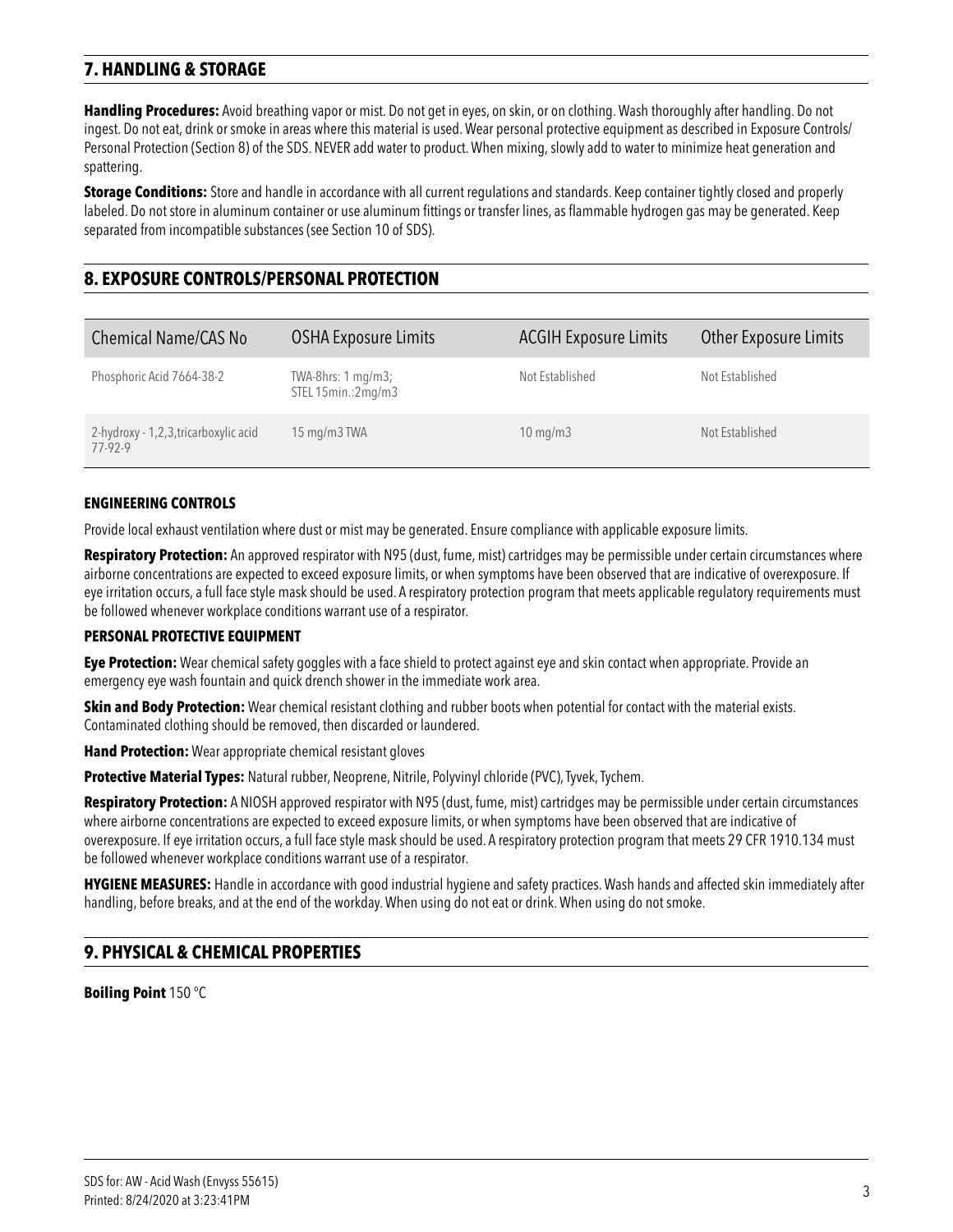## 7. HANDLING & STORAGE

**Handling Procedures:** Avoid breathing vapor or mist. Do not get in eyes, on skin, or on clothing. Wash thoroughly after handling. Do not ingest. Do not eat, drink or smoke in areas where this material is used. Wear personal protective equipment as described in Exposure Controls/ Personal Protection (Section 8) of the SDS. NEVER add water to product. When mixing, slowly add to water to minimize heat generation and spattering.

**Storage Conditions:** Store and handle in accordance with all current regulations and standards. Keep container tightly closed and properly labeled. Do not store in aluminum container or use aluminum fittings or transfer lines, as flammable hydrogen gas may be generated. Keep separated from incompatible substances (see Section 10 of SDS).

## 8. EXPOSURE CONTROLS/PERSONAL PROTECTION

| Chemical Name/CAS No | OSHA Exposure Limits | ACGIH Exposure Limits | Other Exposure Limits |
|---|---|---|---|
| Phosphoric Acid 7664-38-2 | TWA-8hrs: 1 mg/m3; STEL 15min.:2mg/m3 | Not Established | Not Established |
| 2-hydroxy - 1,2,3,tricarboxylic acid 77-92-9 | 15 mg/m3 TWA | 10 mg/m3 | Not Established |

### ENGINEERING CONTROLS

Provide local exhaust ventilation where dust or mist may be generated. Ensure compliance with applicable exposure limits.

**Respiratory Protection:** An approved respirator with N95 (dust, fume, mist) cartridges may be permissible under certain circumstances where airborne concentrations are expected to exceed exposure limits, or when symptoms have been observed that are indicative of overexposure. If eye irritation occurs, a full face style mask should be used. A respiratory protection program that meets applicable regulatory requirements must be followed whenever workplace conditions warrant use of a respirator.

### PERSONAL PROTECTIVE EQUIPMENT

**Eye Protection:** Wear chemical safety goggles with a face shield to protect against eye and skin contact when appropriate. Provide an emergency eye wash fountain and quick drench shower in the immediate work area.

**Skin and Body Protection:** Wear chemical resistant clothing and rubber boots when potential for contact with the material exists. Contaminated clothing should be removed, then discarded or laundered.

**Hand Protection:** Wear appropriate chemical resistant gloves

**Protective Material Types:** Natural rubber, Neoprene, Nitrile, Polyvinyl chloride (PVC), Tyvek, Tychem.

**Respiratory Protection:** A NIOSH approved respirator with N95 (dust, fume, mist) cartridges may be permissible under certain circumstances where airborne concentrations are expected to exceed exposure limits, or when symptoms have been observed that are indicative of overexposure. If eye irritation occurs, a full face style mask should be used. A respiratory protection program that meets 29 CFR 1910.134 must be followed whenever workplace conditions warrant use of a respirator.

**HYGIENE MEASURES:** Handle in accordance with good industrial hygiene and safety practices. Wash hands and affected skin immediately after handling, before breaks, and at the end of the workday. When using do not eat or drink. When using do not smoke.

## 9. PHYSICAL & CHEMICAL PROPERTIES

**Boiling Point** 150 °C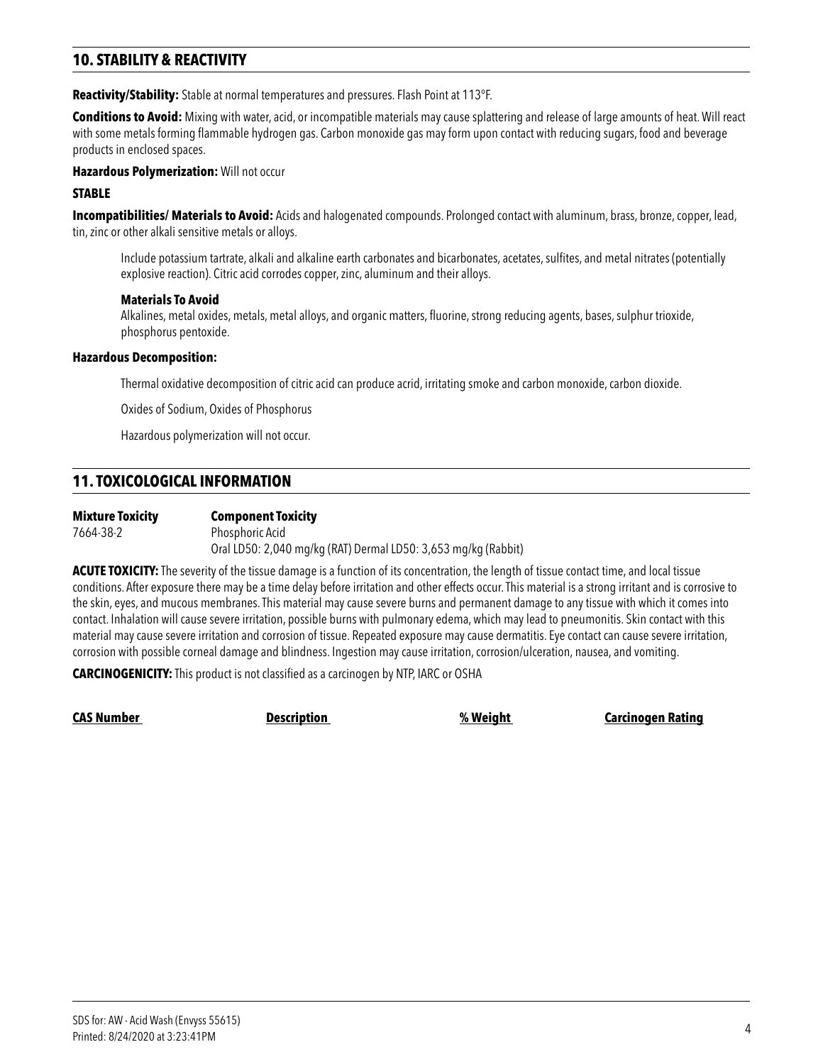## 10. STABILITY & REACTIVITY

**Reactivity/Stability:** Stable at normal temperatures and pressures. Flash Point at 113ºF.

**Conditions to Avoid:** Mixing with water, acid, or incompatible materials may cause splattering and release of large amounts of heat. Will react with some metals forming flammable hydrogen gas. Carbon monoxide gas may form upon contact with reducing sugars, food and beverage products in enclosed spaces.

**Hazardous Polymerization:** Will not occur

**STABLE**

**Incompatibilities/ Materials to Avoid:** Acids and halogenated compounds. Prolonged contact with aluminum, brass, bronze, copper, lead, tin, zinc or other alkali sensitive metals or alloys.

Include potassium tartrate, alkali and alkaline earth carbonates and bicarbonates, acetates, sulfites, and metal nitrates (potentially explosive reaction). Citric acid corrodes copper, zinc, aluminum and their alloys.

**Materials To Avoid**
Alkalines, metal oxides, metals, metal alloys, and organic matters, fluorine, strong reducing agents, bases, sulphur trioxide, phosphorus pentoxide.

**Hazardous Decomposition:**

Thermal oxidative decomposition of citric acid can produce acrid, irritating smoke and carbon monoxide, carbon dioxide.

Oxides of Sodium, Oxides of Phosphorus

Hazardous polymerization will not occur.

## 11. TOXICOLOGICAL INFORMATION

| Mixture Toxicity | Component Toxicity |
|---|---|
| 7664-38-2 | Phosphoric Acid<br>Oral LD50: 2,040 mg/kg (RAT) Dermal LD50: 3,653 mg/kg (Rabbit) |

**ACUTE TOXICITY:** The severity of the tissue damage is a function of its concentration, the length of tissue contact time, and local tissue conditions. After exposure there may be a time delay before irritation and other effects occur. This material is a strong irritant and is corrosive to the skin, eyes, and mucous membranes. This material may cause severe burns and permanent damage to any tissue with which it comes into contact. Inhalation will cause severe irritation, possible burns with pulmonary edema, which may lead to pneumonitis. Skin contact with this material may cause severe irritation and corrosion of tissue. Repeated exposure may cause dermatitis. Eye contact can cause severe irritation, corrosion with possible corneal damage and blindness. Ingestion may cause irritation, corrosion/ulceration, nausea, and vomiting.

**CARCINOGENICITY:** This product is not classified as a carcinogen by NTP, IARC or OSHA

| CAS Number | Description | % Weight | Carcinogen Rating |
|---|---|---|---|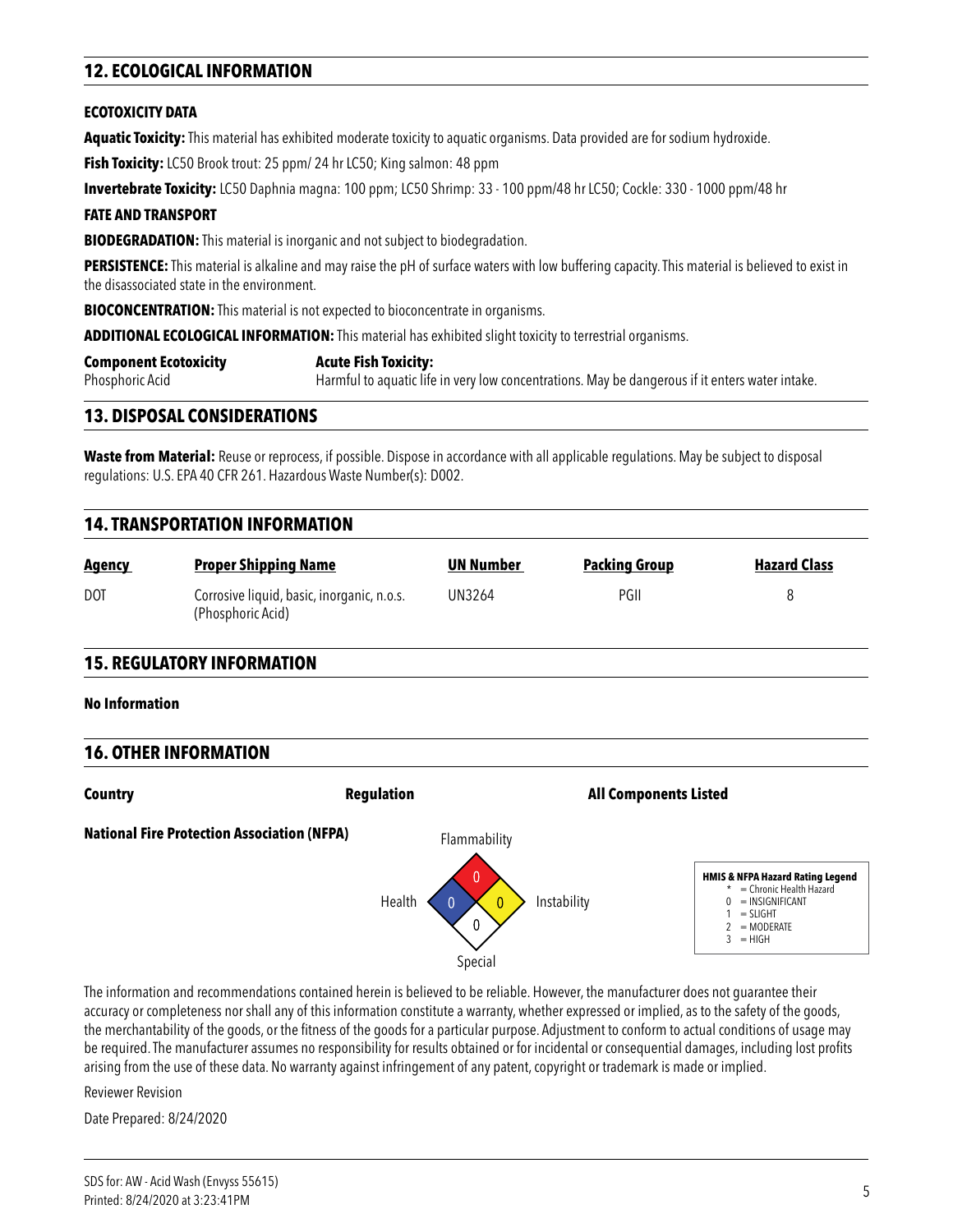## 12. ECOLOGICAL INFORMATION

**ECOTOXICITY DATA**

**Aquatic Toxicity:** This material has exhibited moderate toxicity to aquatic organisms. Data provided are for sodium hydroxide.

**Fish Toxicity:** LC50 Brook trout: 25 ppm/ 24 hr LC50; King salmon: 48 ppm

**Invertebrate Toxicity:** LC50 Daphnia magna: 100 ppm; LC50 Shrimp: 33 - 100 ppm/48 hr LC50; Cockle: 330 - 1000 ppm/48 hr

**FATE AND TRANSPORT**

**BIODEGRADATION:** This material is inorganic and not subject to biodegradation.

**PERSISTENCE:** This material is alkaline and may raise the pH of surface waters with low buffering capacity. This material is believed to exist in the disassociated state in the environment.

**BIOCONCENTRATION:** This material is not expected to bioconcentrate in organisms.

**ADDITIONAL ECOLOGICAL INFORMATION:** This material has exhibited slight toxicity to terrestrial organisms.

| Component Ecotoxicity | Acute Fish Toxicity: |
| --- | --- |
| Phosphoric Acid | Harmful to aquatic life in very low concentrations. May be dangerous if it enters water intake. |

## 13. DISPOSAL CONSIDERATIONS

**Waste from Material:** Reuse or reprocess, if possible. Dispose in accordance with all applicable regulations. May be subject to disposal regulations: U.S. EPA 40 CFR 261. Hazardous Waste Number(s): D002.

## 14. TRANSPORTATION INFORMATION

| Agency | Proper Shipping Name | UN Number | Packing Group | Hazard Class |
| --- | --- | --- | --- | --- |
| DOT | Corrosive liquid, basic, inorganic, n.o.s. (Phosphoric Acid) | UN3264 | PGII | 8 |

## 15. REGULATORY INFORMATION

**No Information**

## 16. OTHER INFORMATION

| Country | Regulation | All Components Listed |
| --- | --- | --- |

**National Fire Protection Association (NFPA)**

Flammability: 0
Health: 0
Instability: 0
Special: 0

**HMIS & NFPA Hazard Rating Legend**
* = Chronic Health Hazard
0 = INSIGNIFICANT
1 = SLIGHT
2 = MODERATE
3 = HIGH

The information and recommendations contained herein is believed to be reliable. However, the manufacturer does not guarantee their accuracy or completeness nor shall any of this information constitute a warranty, whether expressed or implied, as to the safety of the goods, the merchantability of the goods, or the fitness of the goods for a particular purpose. Adjustment to conform to actual conditions of usage may be required. The manufacturer assumes no responsibility for results obtained or for incidental or consequential damages, including lost profits arising from the use of these data. No warranty against infringement of any patent, copyright or trademark is made or implied.

Reviewer Revision

Date Prepared: 8/24/2020